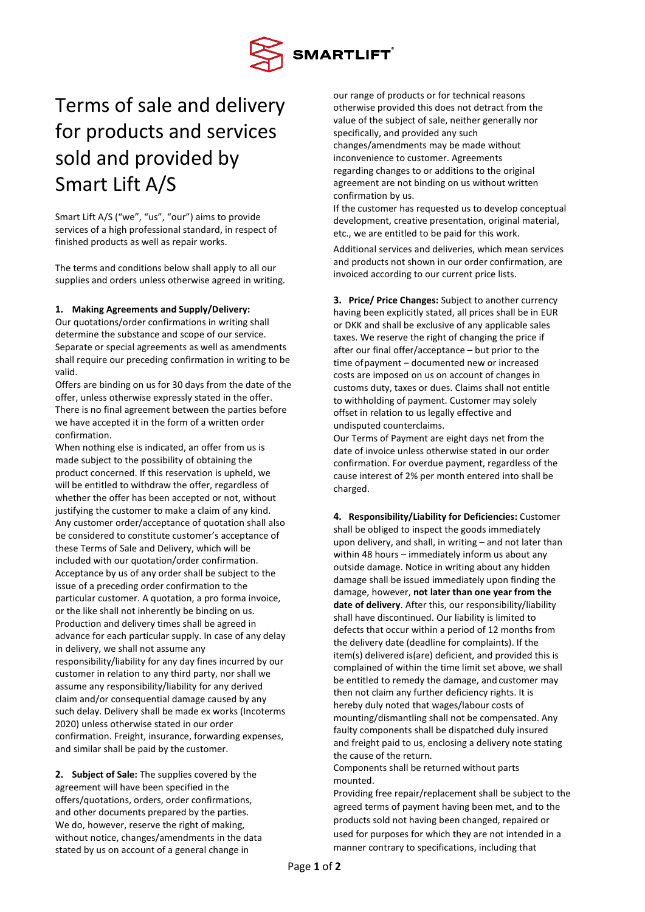# Terms of sale and delivery for products and services sold and provided by Smart Lift A/S

Smart Lift A/S ("we", "us", "our") aims to provide services of a high professional standard, in respect of finished products as well as repair works.

The terms and conditions below shall apply to all our supplies and orders unless otherwise agreed in writing.

**1. Making Agreements and Supply/Delivery:**
Our quotations/order confirmations in writing shall determine the substance and scope of our service. Separate or special agreements as well as amendments shall require our preceding confirmation in writing to be valid.
Offers are binding on us for 30 days from the date of the offer, unless otherwise expressly stated in the offer. There is no final agreement between the parties before we have accepted it in the form of a written order confirmation.
When nothing else is indicated, an offer from us is made subject to the possibility of obtaining the product concerned. If this reservation is upheld, we will be entitled to withdraw the offer, regardless of whether the offer has been accepted or not, without justifying the customer to make a claim of any kind. Any customer order/acceptance of quotation shall also be considered to constitute customer's acceptance of these Terms of Sale and Delivery, which will be included with our quotation/order confirmation. Acceptance by us of any order shall be subject to the issue of a preceding order confirmation to the particular customer. A quotation, a pro forma invoice, or the like shall not inherently be binding on us. Production and delivery times shall be agreed in advance for each particular supply. In case of any delay in delivery, we shall not assume any responsibility/liability for any day fines incurred by our customer in relation to any third party, nor shall we assume any responsibility/liability for any derived claim and/or consequential damage caused by any such delay. Delivery shall be made ex works (Incoterms 2020) unless otherwise stated in our order confirmation. Freight, insurance, forwarding expenses, and similar shall be paid by the customer.

**2. Subject of Sale:** The supplies covered by the agreement will have been specified in the offers/quotations, orders, order confirmations, and other documents prepared by the parties. We do, however, reserve the right of making, without notice, changes/amendments in the data stated by us on account of a general change in our range of products or for technical reasons otherwise provided this does not detract from the value of the subject of sale, neither generally nor specifically, and provided any such changes/amendments may be made without inconvenience to customer. Agreements regarding changes to or additions to the original agreement are not binding on us without written confirmation by us.
If the customer has requested us to develop conceptual development, creative presentation, original material, etc., we are entitled to be paid for this work.

Additional services and deliveries, which mean services and products not shown in our order confirmation, are invoiced according to our current price lists.

**3. Price/ Price Changes:** Subject to another currency having been explicitly stated, all prices shall be in EUR or DKK and shall be exclusive of any applicable sales taxes. We reserve the right of changing the price if after our final offer/acceptance – but prior to the time of payment – documented new or increased costs are imposed on us on account of changes in customs duty, taxes or dues. Claims shall not entitle to withholding of payment. Customer may solely offset in relation to us legally effective and undisputed counterclaims.
Our Terms of Payment are eight days net from the date of invoice unless otherwise stated in our order confirmation. For overdue payment, regardless of the cause interest of 2% per month entered into shall be charged.

**4. Responsibility/Liability for Deficiencies:** Customer shall be obliged to inspect the goods immediately upon delivery, and shall, in writing – and not later than within 48 hours – immediately inform us about any outside damage. Notice in writing about any hidden damage shall be issued immediately upon finding the damage, however, **not later than one year from the date of delivery**. After this, our responsibility/liability shall have discontinued. Our liability is limited to defects that occur within a period of 12 months from the delivery date (deadline for complaints). If the item(s) delivered is(are) deficient, and provided this is complained of within the time limit set above, we shall be entitled to remedy the damage, and customer may then not claim any further deficiency rights. It is hereby duly noted that wages/labour costs of mounting/dismantling shall not be compensated. Any faulty components shall be dispatched duly insured and freight paid to us, enclosing a delivery note stating the cause of the return.
Components shall be returned without parts mounted.
Providing free repair/replacement shall be subject to the agreed terms of payment having been met, and to the products sold not having been changed, repaired or used for purposes for which they are not intended in a manner contrary to specifications, including that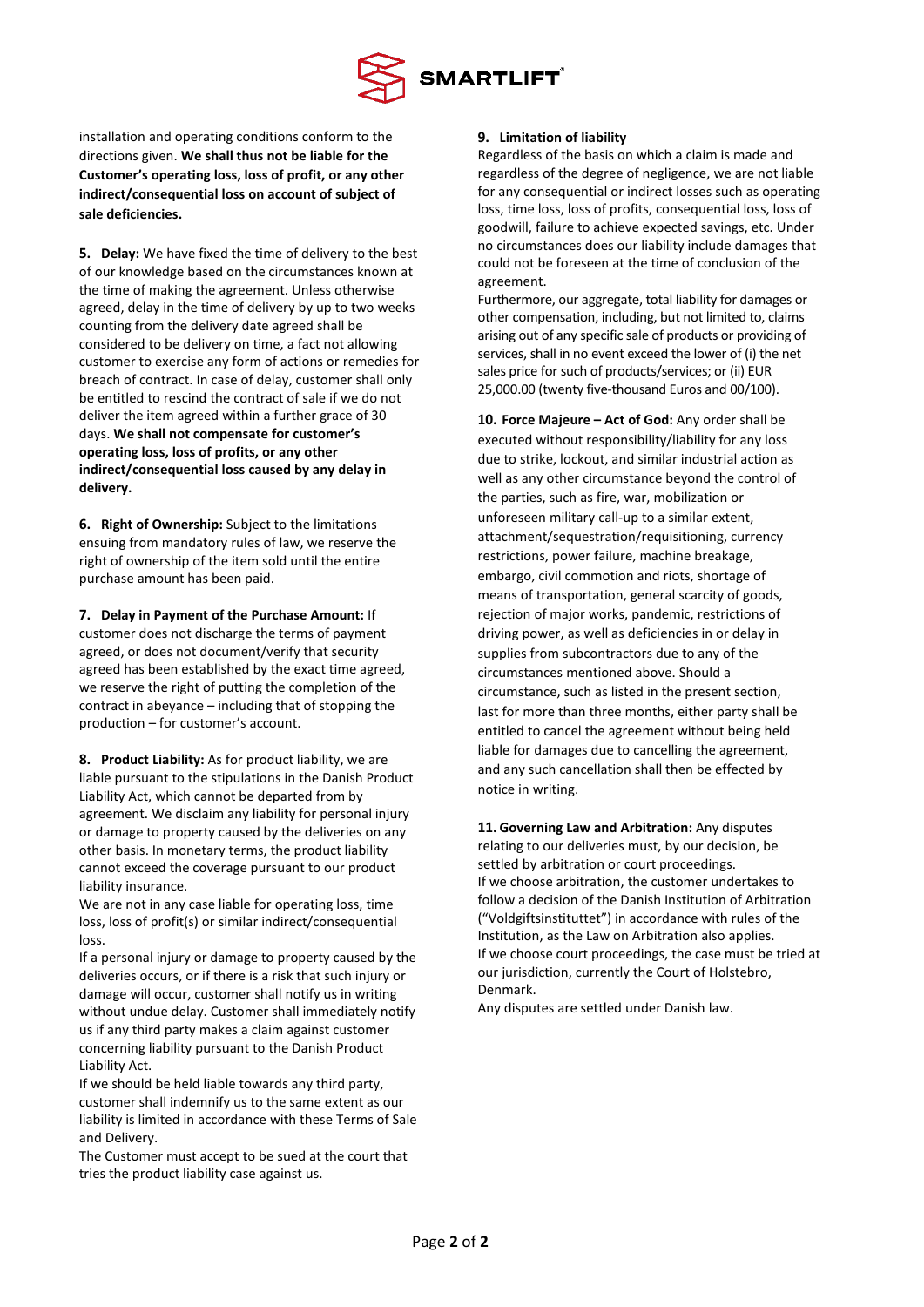installation and operating conditions conform to the directions given. **We shall thus not be liable for the Customer's operating loss, loss of profit, or any other indirect/consequential loss on account of subject of sale deficiencies.**

**5. Delay:** We have fixed the time of delivery to the best of our knowledge based on the circumstances known at the time of making the agreement. Unless otherwise agreed, delay in the time of delivery by up to two weeks counting from the delivery date agreed shall be considered to be delivery on time, a fact not allowing customer to exercise any form of actions or remedies for breach of contract. In case of delay, customer shall only be entitled to rescind the contract of sale if we do not deliver the item agreed within a further grace of 30 days. **We shall not compensate for customer's operating loss, loss of profits, or any other indirect/consequential loss caused by any delay in delivery.**

**6. Right of Ownership:** Subject to the limitations ensuing from mandatory rules of law, we reserve the right of ownership of the item sold until the entire purchase amount has been paid.

**7. Delay in Payment of the Purchase Amount:** If customer does not discharge the terms of payment agreed, or does not document/verify that security agreed has been established by the exact time agreed, we reserve the right of putting the completion of the contract in abeyance – including that of stopping the production – for customer's account.

**8. Product Liability:** As for product liability, we are liable pursuant to the stipulations in the Danish Product Liability Act, which cannot be departed from by agreement. We disclaim any liability for personal injury or damage to property caused by the deliveries on any other basis. In monetary terms, the product liability cannot exceed the coverage pursuant to our product liability insurance.

We are not in any case liable for operating loss, time loss, loss of profit(s) or similar indirect/consequential loss.

If a personal injury or damage to property caused by the deliveries occurs, or if there is a risk that such injury or damage will occur, customer shall notify us in writing without undue delay. Customer shall immediately notify us if any third party makes a claim against customer concerning liability pursuant to the Danish Product Liability Act.

If we should be held liable towards any third party, customer shall indemnify us to the same extent as our liability is limited in accordance with these Terms of Sale and Delivery.

The Customer must accept to be sued at the court that tries the product liability case against us.

**9. Limitation of liability**

Regardless of the basis on which a claim is made and regardless of the degree of negligence, we are not liable for any consequential or indirect losses such as operating loss, time loss, loss of profits, consequential loss, loss of goodwill, failure to achieve expected savings, etc. Under no circumstances does our liability include damages that could not be foreseen at the time of conclusion of the agreement.

Furthermore, our aggregate, total liability for damages or other compensation, including, but not limited to, claims arising out of any specific sale of products or providing of services, shall in no event exceed the lower of (i) the net sales price for such of products/services; or (ii) EUR 25,000.00 (twenty five-thousand Euros and 00/100).

**10. Force Majeure – Act of God:** Any order shall be executed without responsibility/liability for any loss due to strike, lockout, and similar industrial action as well as any other circumstance beyond the control of the parties, such as fire, war, mobilization or unforeseen military call-up to a similar extent, attachment/sequestration/requisitioning, currency restrictions, power failure, machine breakage, embargo, civil commotion and riots, shortage of means of transportation, general scarcity of goods, rejection of major works, pandemic, restrictions of driving power, as well as deficiencies in or delay in supplies from subcontractors due to any of the circumstances mentioned above. Should a circumstance, such as listed in the present section, last for more than three months, either party shall be entitled to cancel the agreement without being held liable for damages due to cancelling the agreement, and any such cancellation shall then be effected by notice in writing.

**11. Governing Law and Arbitration:** Any disputes relating to our deliveries must, by our decision, be settled by arbitration or court proceedings.

If we choose arbitration, the customer undertakes to follow a decision of the Danish Institution of Arbitration ("Voldgiftsinstituttet") in accordance with rules of the Institution, as the Law on Arbitration also applies.

If we choose court proceedings, the case must be tried at our jurisdiction, currently the Court of Holstebro, Denmark.

Any disputes are settled under Danish law.